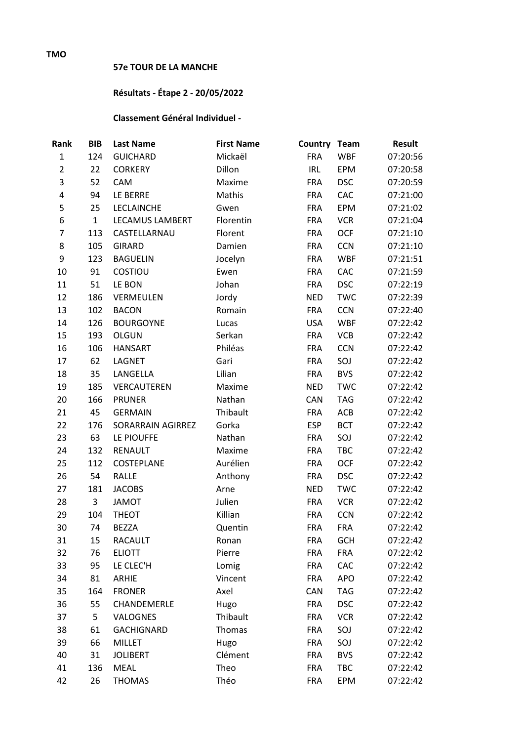**TMO**

**57e TOUR DE LA MANCHE**

**Résultats - Étape 2 - 20/05/2022**

**Classement Général Individuel -**

| Rank | BIB | Last Name | First Name | Country | Team | Result |
|---|---|---|---|---|---|---|
| 1 | 124 | GUICHARD | Mickaël | FRA | WBF | 07:20:56 |
| 2 | 22 | CORKERY | Dillon | IRL | EPM | 07:20:58 |
| 3 | 52 | CAM | Maxime | FRA | DSC | 07:20:59 |
| 4 | 94 | LE BERRE | Mathis | FRA | CAC | 07:21:00 |
| 5 | 25 | LECLAINCHE | Gwen | FRA | EPM | 07:21:02 |
| 6 | 1 | LECAMUS LAMBERT | Florentin | FRA | VCR | 07:21:04 |
| 7 | 113 | CASTELLARNAU | Florent | FRA | OCF | 07:21:10 |
| 8 | 105 | GIRARD | Damien | FRA | CCN | 07:21:10 |
| 9 | 123 | BAGUELIN | Jocelyn | FRA | WBF | 07:21:51 |
| 10 | 91 | COSTIOU | Ewen | FRA | CAC | 07:21:59 |
| 11 | 51 | LE BON | Johan | FRA | DSC | 07:22:19 |
| 12 | 186 | VERMEULEN | Jordy | NED | TWC | 07:22:39 |
| 13 | 102 | BACON | Romain | FRA | CCN | 07:22:40 |
| 14 | 126 | BOURGOYNE | Lucas | USA | WBF | 07:22:42 |
| 15 | 193 | OLGUN | Serkan | FRA | VCB | 07:22:42 |
| 16 | 106 | HANSART | Philéas | FRA | CCN | 07:22:42 |
| 17 | 62 | LAGNET | Gari | FRA | SOJ | 07:22:42 |
| 18 | 35 | LANGELLA | Lilian | FRA | BVS | 07:22:42 |
| 19 | 185 | VERCAUTEREN | Maxime | NED | TWC | 07:22:42 |
| 20 | 166 | PRUNER | Nathan | CAN | TAG | 07:22:42 |
| 21 | 45 | GERMAIN | Thibault | FRA | ACB | 07:22:42 |
| 22 | 176 | SORARRAIN AGIRREZ | Gorka | ESP | BCT | 07:22:42 |
| 23 | 63 | LE PIOUFFE | Nathan | FRA | SOJ | 07:22:42 |
| 24 | 132 | RENAULT | Maxime | FRA | TBC | 07:22:42 |
| 25 | 112 | COSTEPLANE | Aurélien | FRA | OCF | 07:22:42 |
| 26 | 54 | RALLE | Anthony | FRA | DSC | 07:22:42 |
| 27 | 181 | JACOBS | Arne | NED | TWC | 07:22:42 |
| 28 | 3 | JAMOT | Julien | FRA | VCR | 07:22:42 |
| 29 | 104 | THEOT | Killian | FRA | CCN | 07:22:42 |
| 30 | 74 | BEZZA | Quentin | FRA | FRA | 07:22:42 |
| 31 | 15 | RACAULT | Ronan | FRA | GCH | 07:22:42 |
| 32 | 76 | ELIOTT | Pierre | FRA | FRA | 07:22:42 |
| 33 | 95 | LE CLEC'H | Lomig | FRA | CAC | 07:22:42 |
| 34 | 81 | ARHIE | Vincent | FRA | APO | 07:22:42 |
| 35 | 164 | FRONER | Axel | CAN | TAG | 07:22:42 |
| 36 | 55 | CHANDEMERLE | Hugo | FRA | DSC | 07:22:42 |
| 37 | 5 | VALOGNES | Thibault | FRA | VCR | 07:22:42 |
| 38 | 61 | GACHIGNARD | Thomas | FRA | SOJ | 07:22:42 |
| 39 | 66 | MILLET | Hugo | FRA | SOJ | 07:22:42 |
| 40 | 31 | JOLIBERT | Clément | FRA | BVS | 07:22:42 |
| 41 | 136 | MEAL | Theo | FRA | TBC | 07:22:42 |
| 42 | 26 | THOMAS | Théo | FRA | EPM | 07:22:42 |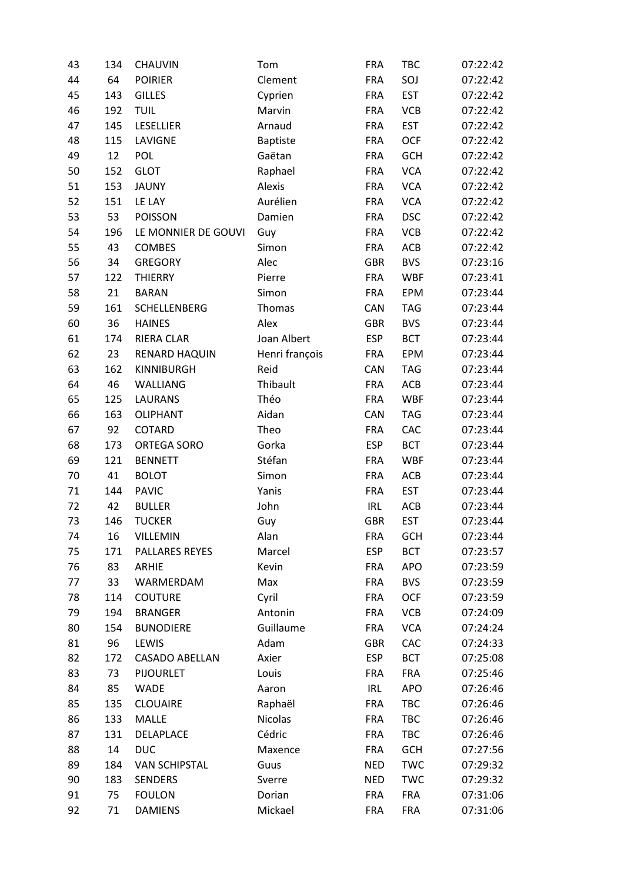| | | | | | | |
|---|---|---|---|---|---|---|
| 43 | 134 | CHAUVIN | Tom | FRA | TBC | 07:22:42 |
| 44 | 64 | POIRIER | Clement | FRA | SOJ | 07:22:42 |
| 45 | 143 | GILLES | Cyprien | FRA | EST | 07:22:42 |
| 46 | 192 | TUIL | Marvin | FRA | VCB | 07:22:42 |
| 47 | 145 | LESELLIER | Arnaud | FRA | EST | 07:22:42 |
| 48 | 115 | LAVIGNE | Baptiste | FRA | OCF | 07:22:42 |
| 49 | 12 | POL | Gaëtan | FRA | GCH | 07:22:42 |
| 50 | 152 | GLOT | Raphael | FRA | VCA | 07:22:42 |
| 51 | 153 | JAUNY | Alexis | FRA | VCA | 07:22:42 |
| 52 | 151 | LE LAY | Aurélien | FRA | VCA | 07:22:42 |
| 53 | 53 | POISSON | Damien | FRA | DSC | 07:22:42 |
| 54 | 196 | LE MONNIER DE GOUVI | Guy | FRA | VCB | 07:22:42 |
| 55 | 43 | COMBES | Simon | FRA | ACB | 07:22:42 |
| 56 | 34 | GREGORY | Alec | GBR | BVS | 07:23:16 |
| 57 | 122 | THIERRY | Pierre | FRA | WBF | 07:23:41 |
| 58 | 21 | BARAN | Simon | FRA | EPM | 07:23:44 |
| 59 | 161 | SCHELLENBERG | Thomas | CAN | TAG | 07:23:44 |
| 60 | 36 | HAINES | Alex | GBR | BVS | 07:23:44 |
| 61 | 174 | RIERA CLAR | Joan Albert | ESP | BCT | 07:23:44 |
| 62 | 23 | RENARD HAQUIN | Henri françois | FRA | EPM | 07:23:44 |
| 63 | 162 | KINNIBURGH | Reid | CAN | TAG | 07:23:44 |
| 64 | 46 | WALLIANG | Thibault | FRA | ACB | 07:23:44 |
| 65 | 125 | LAURANS | Théo | FRA | WBF | 07:23:44 |
| 66 | 163 | OLIPHANT | Aidan | CAN | TAG | 07:23:44 |
| 67 | 92 | COTARD | Theo | FRA | CAC | 07:23:44 |
| 68 | 173 | ORTEGA SORO | Gorka | ESP | BCT | 07:23:44 |
| 69 | 121 | BENNETT | Stéfan | FRA | WBF | 07:23:44 |
| 70 | 41 | BOLOT | Simon | FRA | ACB | 07:23:44 |
| 71 | 144 | PAVIC | Yanis | FRA | EST | 07:23:44 |
| 72 | 42 | BULLER | John | IRL | ACB | 07:23:44 |
| 73 | 146 | TUCKER | Guy | GBR | EST | 07:23:44 |
| 74 | 16 | VILLEMIN | Alan | FRA | GCH | 07:23:44 |
| 75 | 171 | PALLARES REYES | Marcel | ESP | BCT | 07:23:57 |
| 76 | 83 | ARHIE | Kevin | FRA | APO | 07:23:59 |
| 77 | 33 | WARMERDAM | Max | FRA | BVS | 07:23:59 |
| 78 | 114 | COUTURE | Cyril | FRA | OCF | 07:23:59 |
| 79 | 194 | BRANGER | Antonin | FRA | VCB | 07:24:09 |
| 80 | 154 | BUNODIERE | Guillaume | FRA | VCA | 07:24:24 |
| 81 | 96 | LEWIS | Adam | GBR | CAC | 07:24:33 |
| 82 | 172 | CASADO ABELLAN | Axier | ESP | BCT | 07:25:08 |
| 83 | 73 | PIJOURLET | Louis | FRA | FRA | 07:25:46 |
| 84 | 85 | WADE | Aaron | IRL | APO | 07:26:46 |
| 85 | 135 | CLOUAIRE | Raphaël | FRA | TBC | 07:26:46 |
| 86 | 133 | MALLE | Nicolas | FRA | TBC | 07:26:46 |
| 87 | 131 | DELAPLACE | Cédric | FRA | TBC | 07:26:46 |
| 88 | 14 | DUC | Maxence | FRA | GCH | 07:27:56 |
| 89 | 184 | VAN SCHIPSTAL | Guus | NED | TWC | 07:29:32 |
| 90 | 183 | SENDERS | Sverre | NED | TWC | 07:29:32 |
| 91 | 75 | FOULON | Dorian | FRA | FRA | 07:31:06 |
| 92 | 71 | DAMIENS | Mickael | FRA | FRA | 07:31:06 |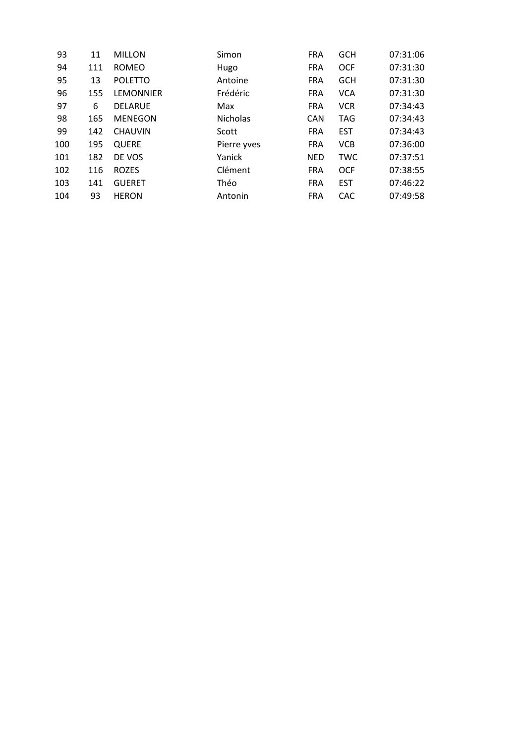| | | | | | | |
|---|---|---|---|---|---|---|
| 93 | 11 | MILLON | Simon | FRA | GCH | 07:31:06 |
| 94 | 111 | ROMEO | Hugo | FRA | OCF | 07:31:30 |
| 95 | 13 | POLETTO | Antoine | FRA | GCH | 07:31:30 |
| 96 | 155 | LEMONNIER | Frédéric | FRA | VCA | 07:31:30 |
| 97 | 6 | DELARUE | Max | FRA | VCR | 07:34:43 |
| 98 | 165 | MENEGON | Nicholas | CAN | TAG | 07:34:43 |
| 99 | 142 | CHAUVIN | Scott | FRA | EST | 07:34:43 |
| 100 | 195 | QUERE | Pierre yves | FRA | VCB | 07:36:00 |
| 101 | 182 | DE VOS | Yanick | NED | TWC | 07:37:51 |
| 102 | 116 | ROZES | Clément | FRA | OCF | 07:38:55 |
| 103 | 141 | GUERET | Théo | FRA | EST | 07:46:22 |
| 104 | 93 | HERON | Antonin | FRA | CAC | 07:49:58 |